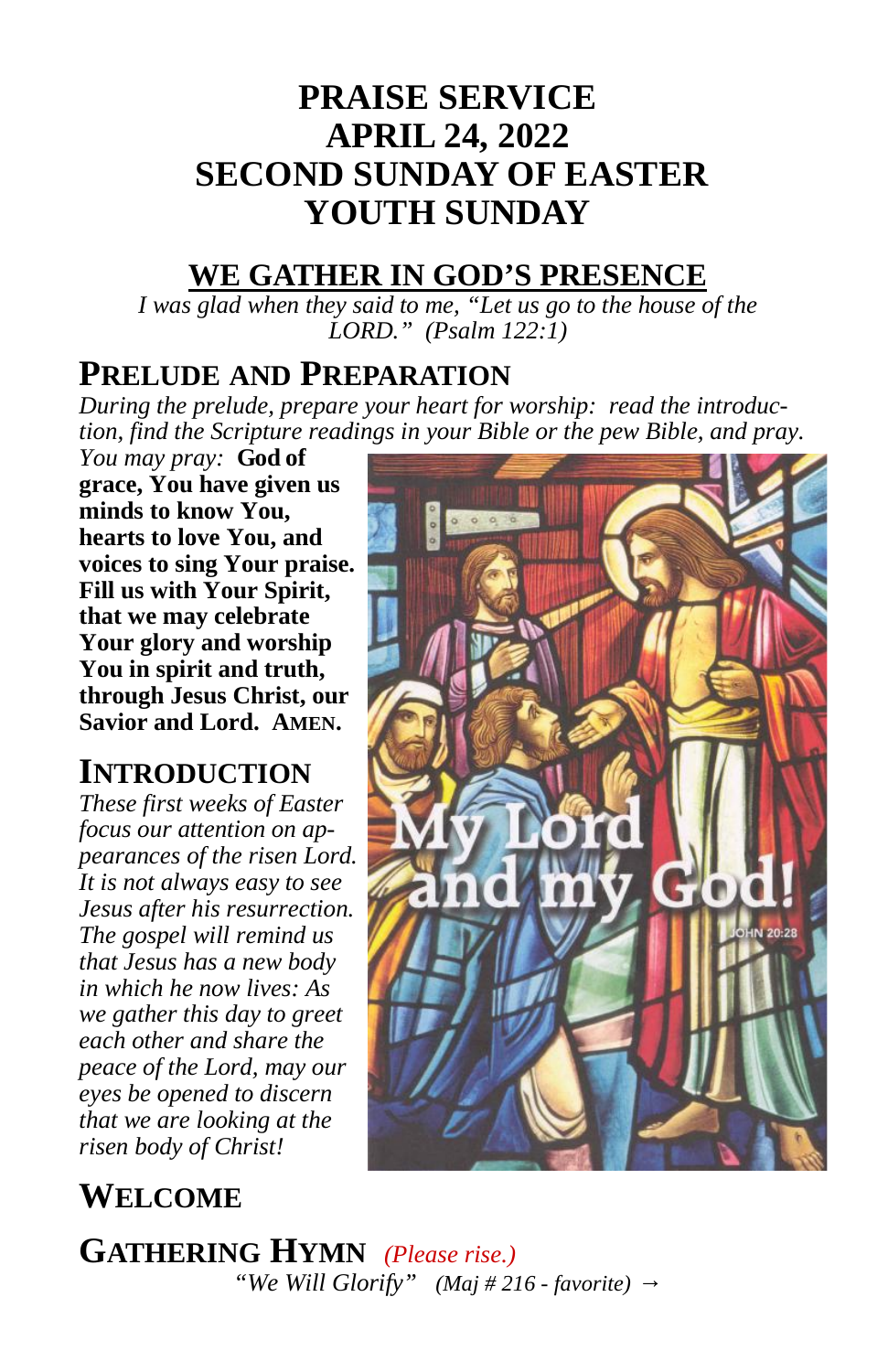# PRAISE SERVICE
# APRIL 24, 2022
# SECOND SUNDAY OF EASTER
# YOUTH SUNDAY

## WE GATHER IN GOD'S PRESENCE

*I was glad when they said to me, "Let us go to the house of the LORD." (Psalm 122:1)*

### PRELUDE AND PREPARATION

*During the prelude, prepare your heart for worship: read the introduction, find the Scripture readings in your Bible or the pew Bible, and pray.*

*You may pray:* **God of grace, You have given us minds to know You, hearts to love You, and voices to sing Your praise. Fill us with Your Spirit, that we may celebrate Your glory and worship You in spirit and truth, through Jesus Christ, our Savior and Lord. AMEN.**

### INTRODUCTION

*These first weeks of Easter focus our attention on appearances of the risen Lord. It is not always easy to see Jesus after his resurrection. The gospel will remind us that Jesus has a new body in which he now lives: As we gather this day to greet each other and share the peace of the Lord, may our eyes be opened to discern that we are looking at the risen body of Christ!*

### WELCOME

### GATHERING HYMN *(Please rise.)*

*"We Will Glorify" (Maj # 216 - favorite)* →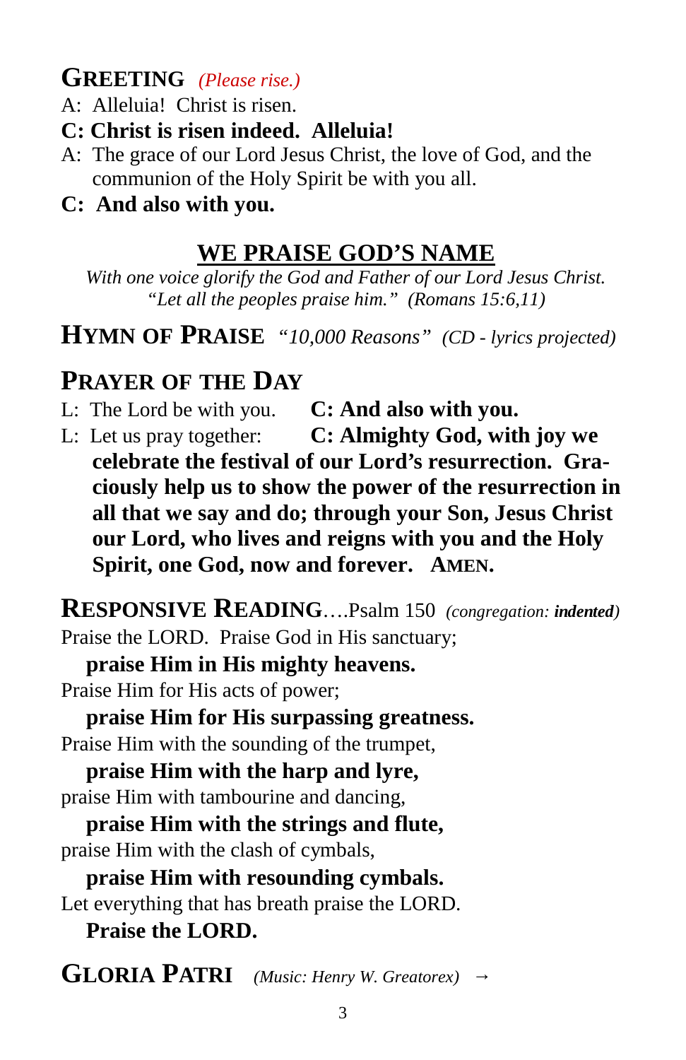## GREETING *(Please rise.)*

A: Alleluia! Christ is risen.

**C: Christ is risen indeed. Alleluia!**

A: The grace of our Lord Jesus Christ, the love of God, and the communion of the Holy Spirit be with you all.

**C: And also with you.**

## WE PRAISE GOD'S NAME

*With one voice glorify the God and Father of our Lord Jesus Christ. "Let all the peoples praise him." (Romans 15:6,11)*

## HYMN OF PRAISE *"10,000 Reasons" (CD - lyrics projected)*

## PRAYER OF THE DAY

L: The Lord be with you. **C: And also with you.**

L: Let us pray together: **C: Almighty God, with joy we celebrate the festival of our Lord's resurrection. Graciously help us to show the power of the resurrection in all that we say and do; through your Son, Jesus Christ our Lord, who lives and reigns with you and the Holy Spirit, one God, now and forever. AMEN.**

## RESPONSIVE READING….Psalm 150 *(congregation: **indented**)*

Praise the LORD. Praise God in His sanctuary;

**praise Him in His mighty heavens.**

Praise Him for His acts of power;

**praise Him for His surpassing greatness.**

Praise Him with the sounding of the trumpet,

**praise Him with the harp and lyre,**

praise Him with tambourine and dancing,

**praise Him with the strings and flute,**

praise Him with the clash of cymbals,

**praise Him with resounding cymbals.**

Let everything that has breath praise the LORD.

**Praise the LORD.**

## GLORIA PATRI *(Music: Henry W. Greatorex)* →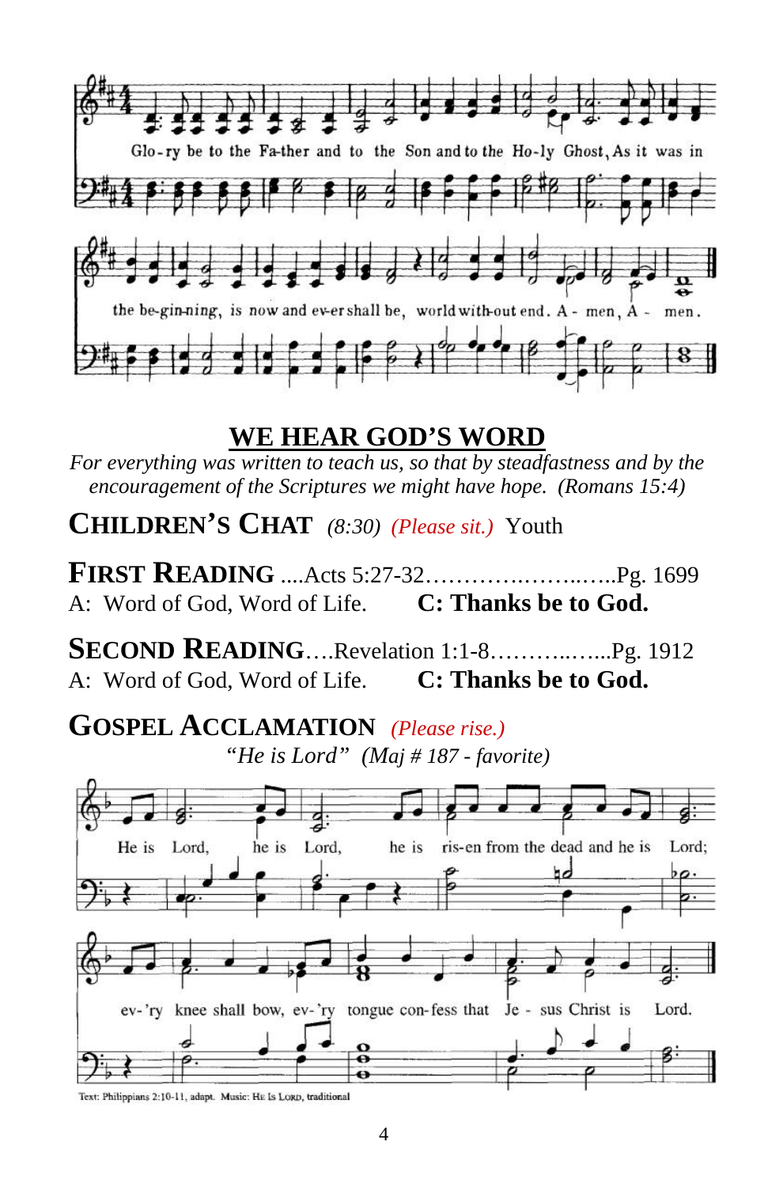Glo-ry be to the Fa-ther and to the Son and to the Ho-ly Ghost, As it was in the be-gin-ning, is now and ev-er shall be, world with-out end. A - men, A - men.

## WE HEAR GOD'S WORD

*For everything was written to teach us, so that by steadfastness and by the encouragement of the Scriptures we might have hope. (Romans 15:4)*

**CHILDREN'S CHAT** *(8:30) (Please sit.)* Youth

**FIRST READING** ....Acts 5:27-32………….……..…..Pg. 1699

A: Word of God, Word of Life. **C: Thanks be to God.**

**SECOND READING**….Revelation 1:1-8………..…...Pg. 1912

A: Word of God, Word of Life. **C: Thanks be to God.**

**GOSPEL ACCLAMATION** *(Please rise.)*

*"He is Lord" (Maj # 187 - favorite)*

He is Lord, he is Lord, he is ris-en from the dead and he is Lord; ev-'ry knee shall bow, ev-'ry tongue con-fess that Je - sus Christ is Lord.

Text: Philippians 2:10-11, adapt. Music: HE IS LORD, traditional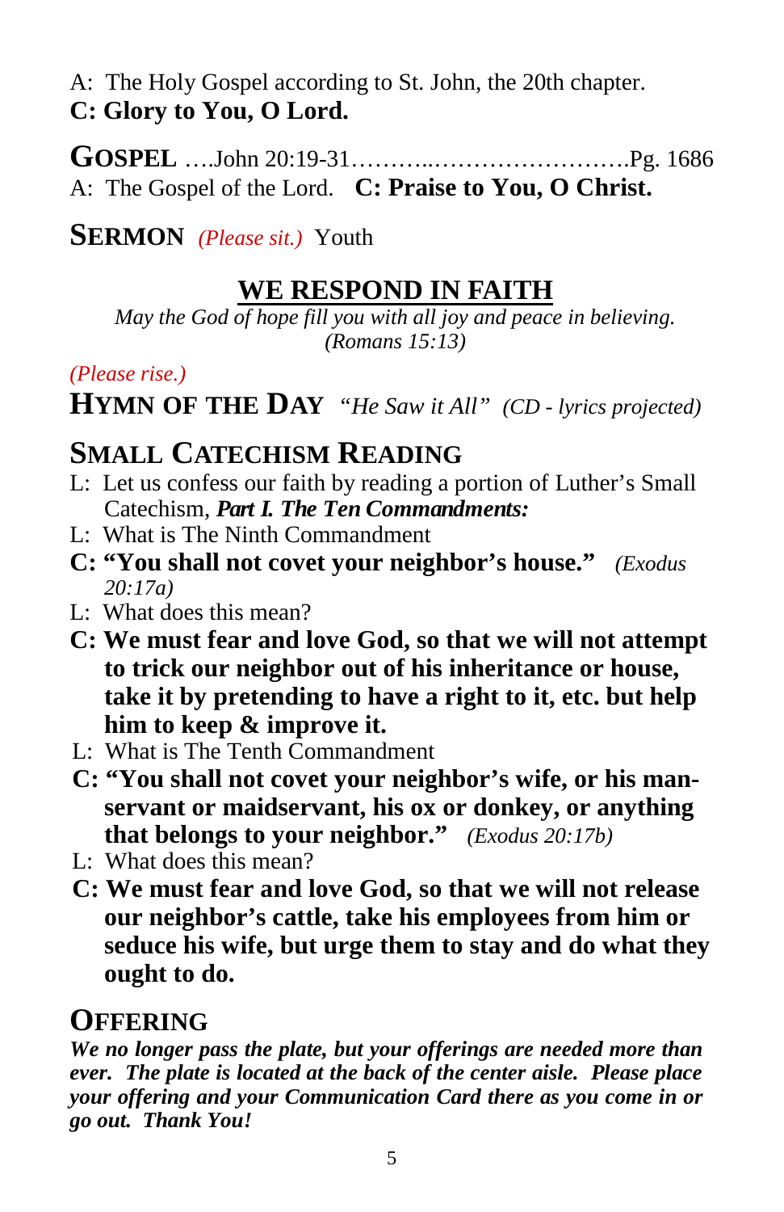A: The Holy Gospel according to St. John, the 20th chapter.
**C: Glory to You, O Lord.**

**GOSPEL** ….John 20:19-31………..…………………….Pg. 1686
A: The Gospel of the Lord. **C: Praise to You, O Christ.**

**SERMON** *(Please sit.)* Youth

## WE RESPOND IN FAITH

*May the God of hope fill you with all joy and peace in believing. (Romans 15:13)*

*(Please rise.)*

**HYMN OF THE DAY** *"He Saw it All" (CD - lyrics projected)*

**SMALL CATECHISM READING**

L: Let us confess our faith by reading a portion of Luther's Small Catechism, ***Part I. The Ten Commandments:***
L: What is The Ninth Commandment
**C: "You shall not covet your neighbor's house."** *(Exodus 20:17a)*
L: What does this mean?
**C: We must fear and love God, so that we will not attempt to trick our neighbor out of his inheritance or house, take it by pretending to have a right to it, etc. but help him to keep & improve it.**
L: What is The Tenth Commandment
**C: "You shall not covet your neighbor's wife, or his man-servant or maidservant, his ox or donkey, or anything that belongs to your neighbor."** *(Exodus 20:17b)*
L: What does this mean?
**C: We must fear and love God, so that we will not release our neighbor's cattle, take his employees from him or seduce his wife, but urge them to stay and do what they ought to do.**

**OFFERING**

***We no longer pass the plate, but your offerings are needed more than ever. The plate is located at the back of the center aisle. Please place your offering and your Communication Card there as you come in or go out. Thank You!***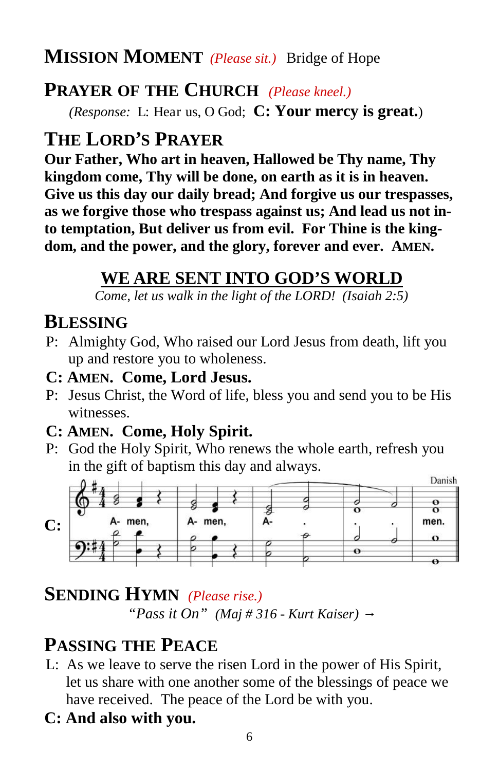## MISSION MOMENT *(Please sit.)* Bridge of Hope

## PRAYER OF THE CHURCH *(Please kneel.)*

*(Response:* L: Hear us, O God; **C: Your mercy is great.**)

## THE LORD'S PRAYER

**Our Father, Who art in heaven, Hallowed be Thy name, Thy kingdom come, Thy will be done, on earth as it is in heaven. Give us this day our daily bread; And forgive us our trespasses, as we forgive those who trespass against us; And lead us not into temptation, But deliver us from evil. For Thine is the kingdom, and the power, and the glory, forever and ever. AMEN.**

# WE ARE SENT INTO GOD'S WORLD

*Come, let us walk in the light of the LORD! (Isaiah 2:5)*

## BLESSING

P: Almighty God, Who raised our Lord Jesus from death, lift you up and restore you to wholeness.

**C: AMEN. Come, Lord Jesus.**

P: Jesus Christ, the Word of life, bless you and send you to be His witnesses.

**C: AMEN. Come, Holy Spirit.**

P: God the Holy Spirit, Who renews the whole earth, refresh you in the gift of baptism this day and always.

**C:** A- men, A- men, A- . . . men. (Danish)

## SENDING HYMN *(Please rise.)*

*"Pass it On" (Maj # 316 - Kurt Kaiser) →*

## PASSING THE PEACE

L: As we leave to serve the risen Lord in the power of His Spirit, let us share with one another some of the blessings of peace we have received. The peace of the Lord be with you.

**C: And also with you.**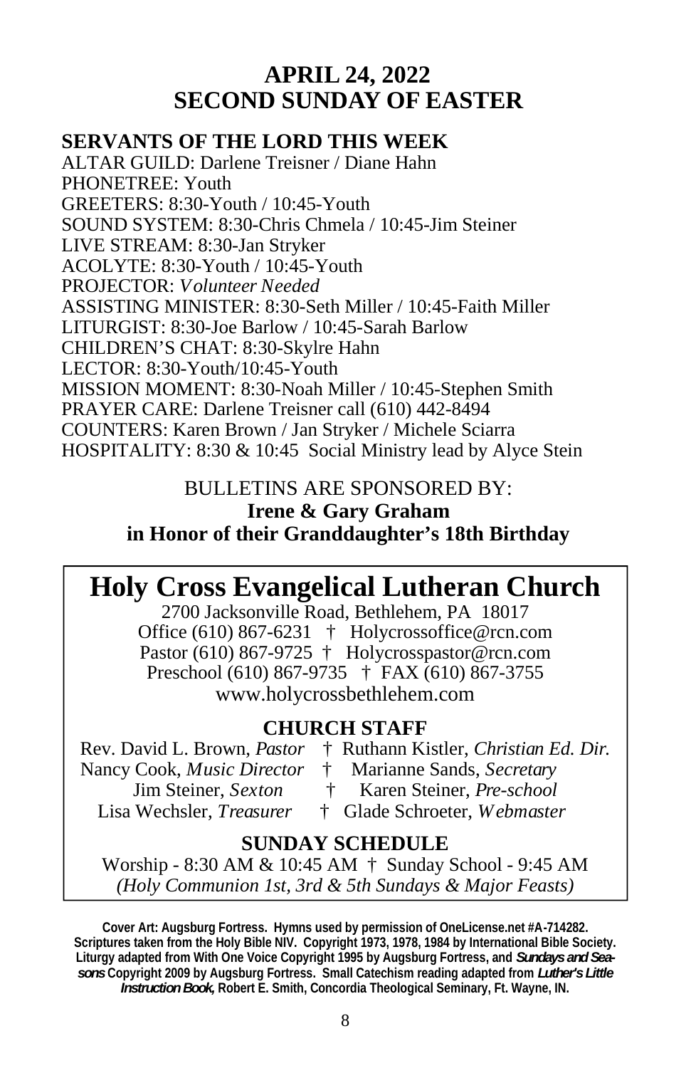## APRIL 24, 2022
## SECOND SUNDAY OF EASTER

**SERVANTS OF THE LORD THIS WEEK**

ALTAR GUILD: Darlene Treisner / Diane Hahn
PHONETREE: Youth
GREETERS: 8:30-Youth / 10:45-Youth
SOUND SYSTEM: 8:30-Chris Chmela / 10:45-Jim Steiner
LIVE STREAM: 8:30-Jan Stryker
ACOLYTE: 8:30-Youth / 10:45-Youth
PROJECTOR: *Volunteer Needed*
ASSISTING MINISTER: 8:30-Seth Miller / 10:45-Faith Miller
LITURGIST: 8:30-Joe Barlow / 10:45-Sarah Barlow
CHILDREN'S CHAT: 8:30-Skylre Hahn
LECTOR: 8:30-Youth/10:45-Youth
MISSION MOMENT: 8:30-Noah Miller / 10:45-Stephen Smith
PRAYER CARE: Darlene Treisner call (610) 442-8494
COUNTERS: Karen Brown / Jan Stryker / Michele Sciarra
HOSPITALITY: 8:30 & 10:45 Social Ministry lead by Alyce Stein

BULLETINS ARE SPONSORED BY:
**Irene & Gary Graham**
**in Honor of their Granddaughter's 18th Birthday**

# Holy Cross Evangelical Lutheran Church

2700 Jacksonville Road, Bethlehem, PA 18017
Office (610) 867-6231 † Holycrossoffice@rcn.com
Pastor (610) 867-9725 † Holycrosspastor@rcn.com
Preschool (610) 867-9735 † FAX (610) 867-3755
www.holycrossbethlehem.com

**CHURCH STAFF**

Rev. David L. Brown, *Pastor* † Ruthann Kistler, *Christian Ed. Dir.*
Nancy Cook, *Music Director* † Marianne Sands, *Secretary*
Jim Steiner, *Sexton* † Karen Steiner, *Pre-school*
Lisa Wechsler, *Treasurer* † Glade Schroeter, *Webmaster*

**SUNDAY SCHEDULE**

Worship - 8:30 AM & 10:45 AM † Sunday School - 9:45 AM
*(Holy Communion 1st, 3rd & 5th Sundays & Major Feasts)*

**Cover Art: Augsburg Fortress. Hymns used by permission of OneLicense.net #A-714282. Scriptures taken from the Holy Bible NIV. Copyright 1973, 1978, 1984 by International Bible Society. Liturgy adapted from With One Voice Copyright 1995 by Augsburg Fortress, and *Sundays and Seasons* Copyright 2009 by Augsburg Fortress. Small Catechism reading adapted from *Luther's Little Instruction Book,* Robert E. Smith, Concordia Theological Seminary, Ft. Wayne, IN.**